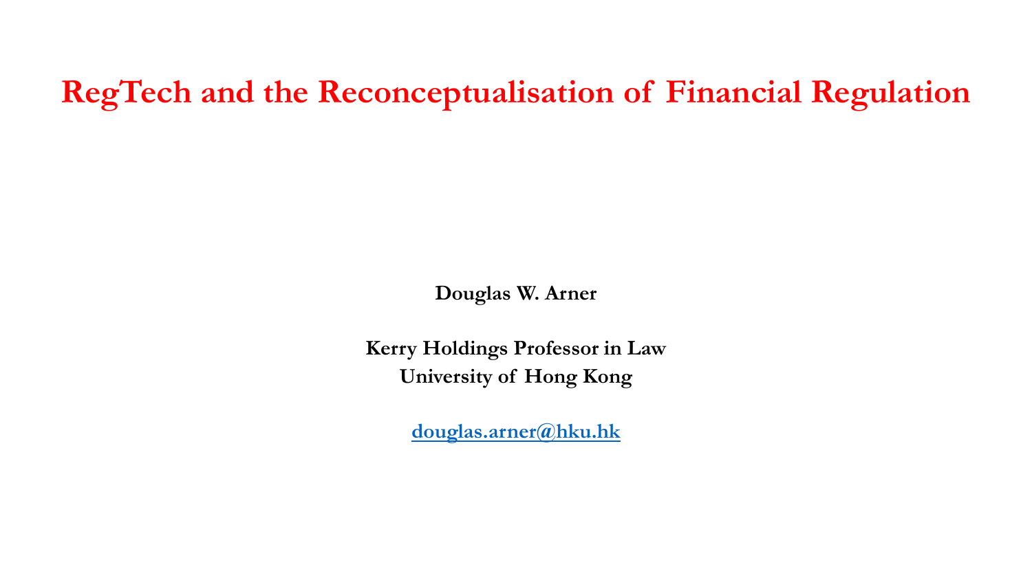# RegTech and the Reconceptualisation of Financial Regulation

**Douglas W. Arner**

**Kerry Holdings Professor in Law**
**University of Hong Kong**

**douglas.arner@hku.hk**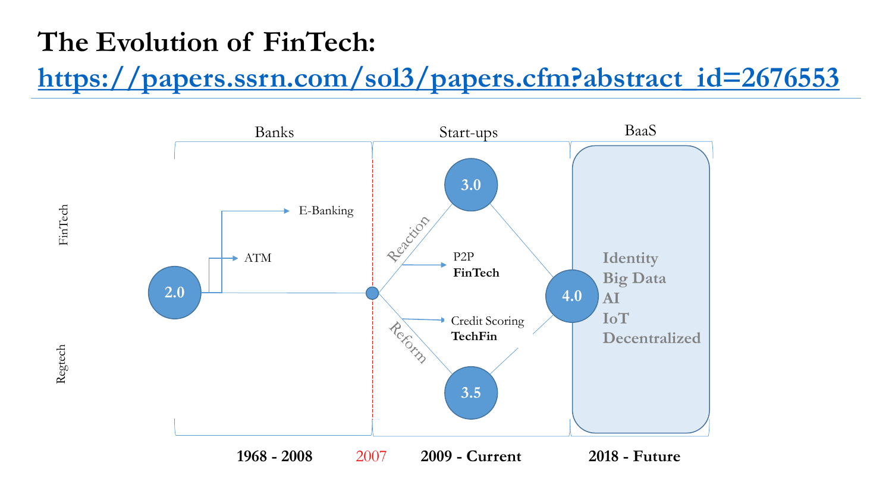# The Evolution of FinTech:

[https://papers.ssrn.com/sol3/papers.cfm?abstract_id=2676553](https://papers.ssrn.com/sol3/papers.cfm?abstract_id=2676553)

FinTech

Regtech

Banks

Start-ups

BaaS

2.0

ATM

E-Banking

Reaction

Reform

3.0

P2P
**FinTech**

Credit Scoring
**TechFin**

3.5

4.0

Identity
Big Data
AI
IoT
Decentralized

**1968 - 2008**

2007

**2009 - Current**

**2018 - Future**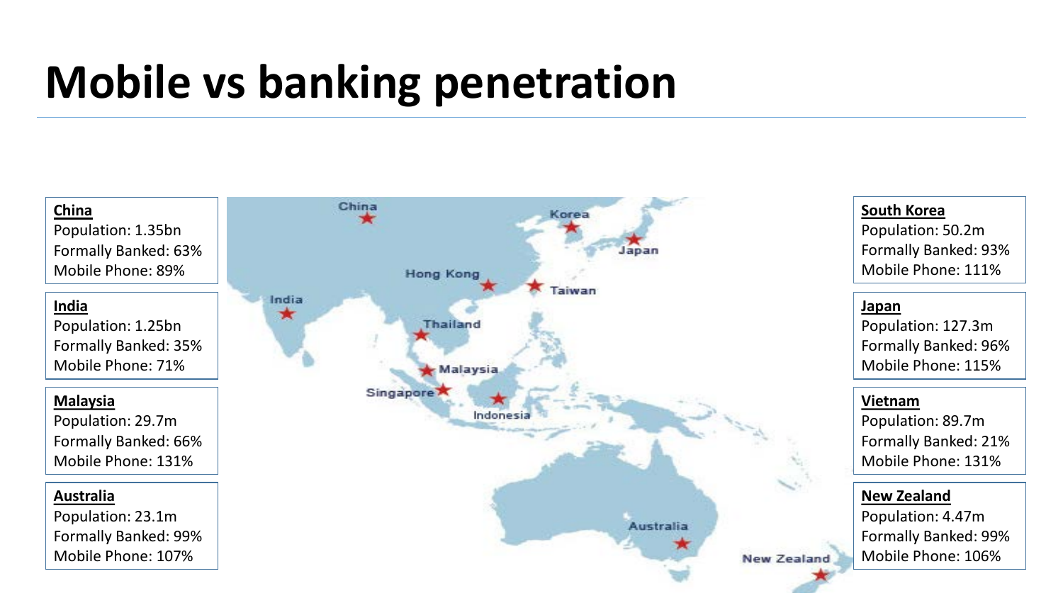# Mobile vs banking penetration

**China**
Population: 1.35bn
Formally Banked: 63%
Mobile Phone: 89%

**India**
Population: 1.25bn
Formally Banked: 35%
Mobile Phone: 71%

**Malaysia**
Population: 29.7m
Formally Banked: 66%
Mobile Phone: 131%

**Australia**
Population: 23.1m
Formally Banked: 99%
Mobile Phone: 107%

**South Korea**
Population: 50.2m
Formally Banked: 93%
Mobile Phone: 111%

**Japan**
Population: 127.3m
Formally Banked: 96%
Mobile Phone: 115%

**Vietnam**
Population: 89.7m
Formally Banked: 21%
Mobile Phone: 131%

**New Zealand**
Population: 4.47m
Formally Banked: 99%
Mobile Phone: 106%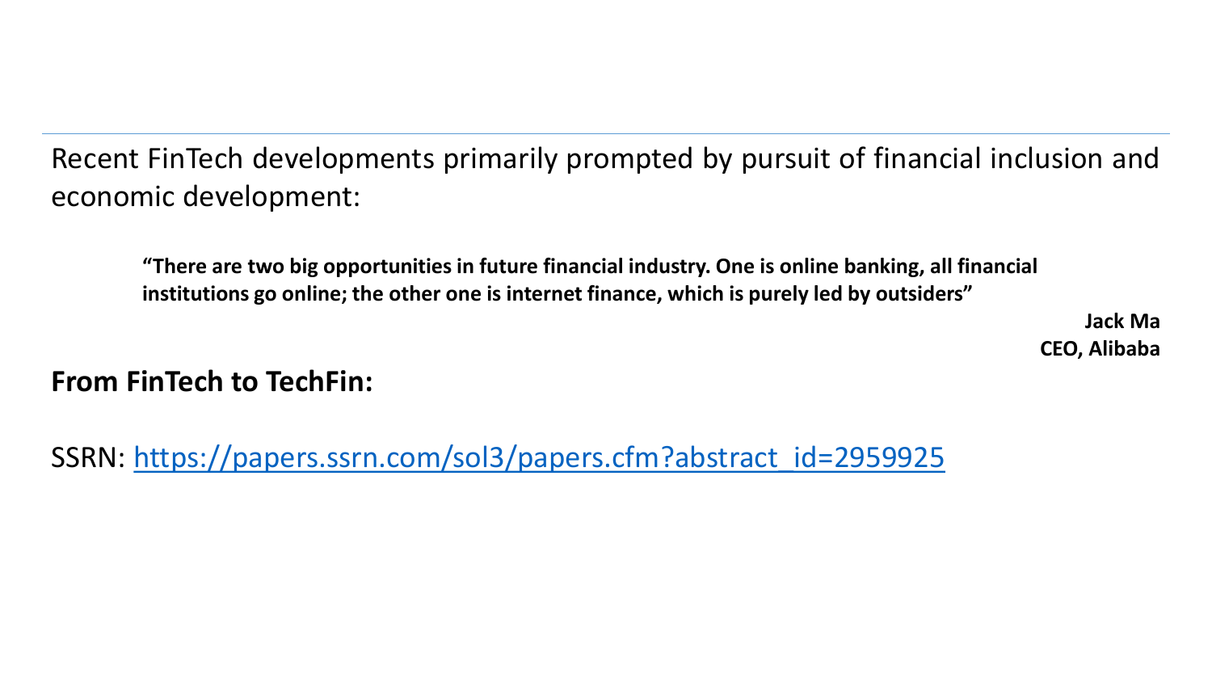Recent FinTech developments primarily prompted by pursuit of financial inclusion and economic development:

> **"There are two big opportunities in future financial industry. One is online banking, all financial institutions go online; the other one is internet finance, which is purely led by outsiders"**
>
> **Jack Ma**
> **CEO, Alibaba**

**From FinTech to TechFin:**

SSRN: https://papers.ssrn.com/sol3/papers.cfm?abstract_id=2959925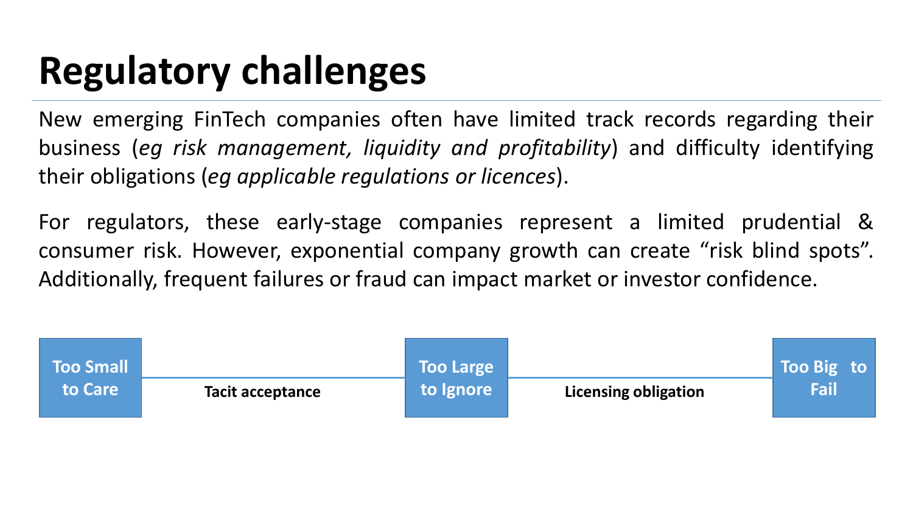# Regulatory challenges

New emerging FinTech companies often have limited track records regarding their business (*eg risk management, liquidity and profitability*) and difficulty identifying their obligations (*eg applicable regulations or licences*).

For regulators, these early-stage companies represent a limited prudential & consumer risk. However, exponential company growth can create "risk blind spots". Additionally, frequent failures or fraud can impact market or investor confidence.

**Too Small to Care** — **Tacit acceptance** — **Too Large to Ignore** — **Licensing obligation** — **Too Big to Fail**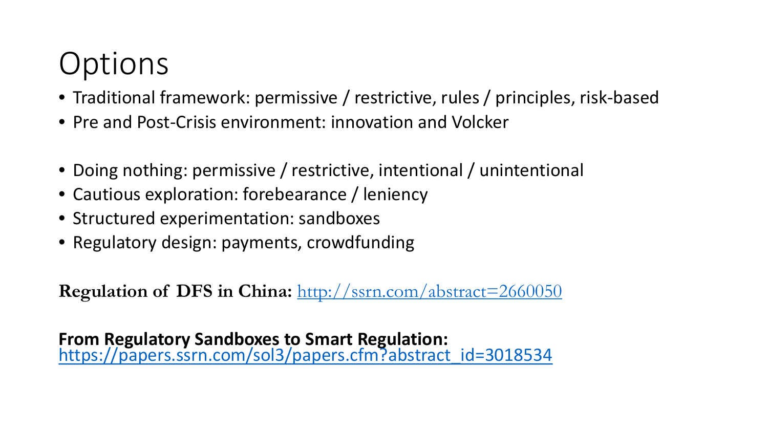# Options

- Traditional framework: permissive / restrictive, rules / principles, risk-based
- Pre and Post-Crisis environment: innovation and Volcker

- Doing nothing: permissive / restrictive, intentional / unintentional
- Cautious exploration: forebearance / leniency
- Structured experimentation: sandboxes
- Regulatory design: payments, crowdfunding

**Regulation of DFS in China:** http://ssrn.com/abstract=2660050

**From Regulatory Sandboxes to Smart Regulation:**
https://papers.ssrn.com/sol3/papers.cfm?abstract_id=3018534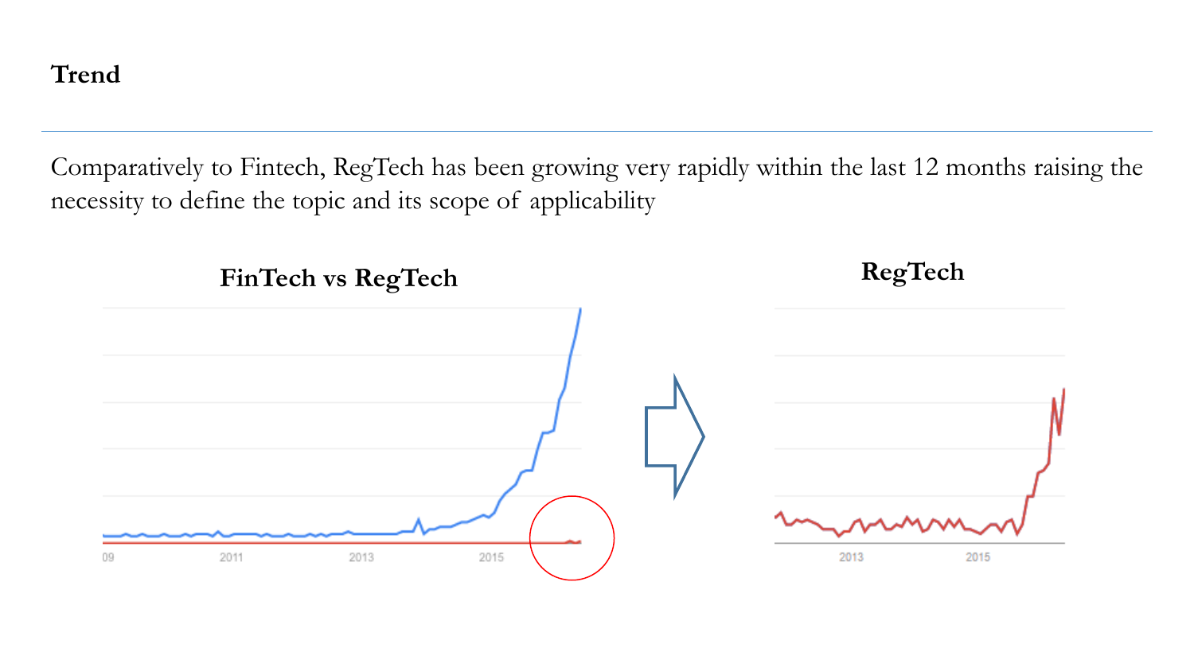**Trend**

Comparatively to Fintech, RegTech has been growing very rapidly within the last 12 months raising the necessity to define the topic and its scope of applicability

**FinTech vs RegTech**

09 2011 2013 2015

**RegTech**

2013 2015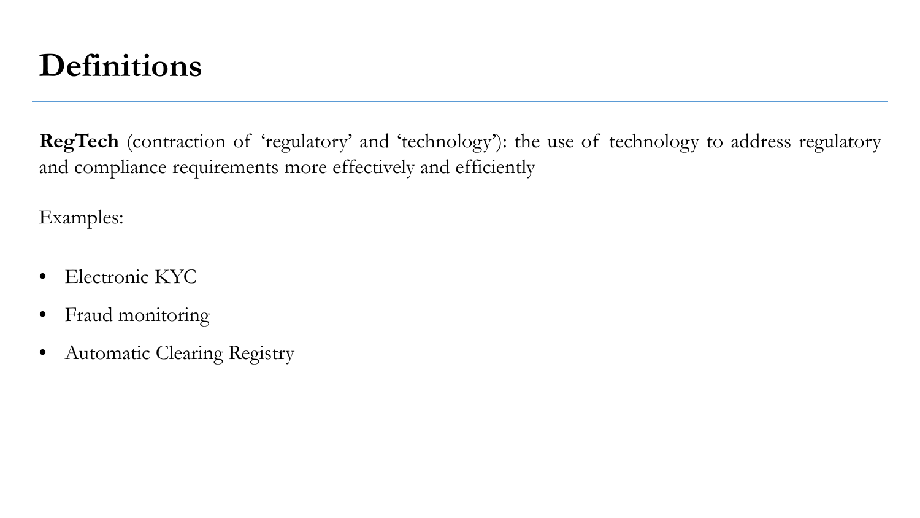# Definitions

**RegTech** (contraction of 'regulatory' and 'technology'): the use of technology to address regulatory and compliance requirements more effectively and efficiently

Examples:

- Electronic KYC
- Fraud monitoring
- Automatic Clearing Registry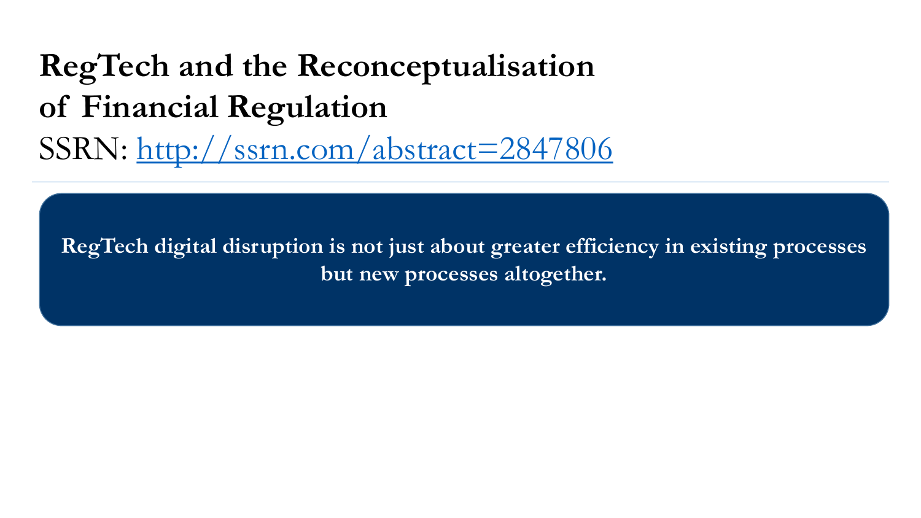# RegTech and the Reconceptualisation of Financial Regulation

SSRN: http://ssrn.com/abstract=2847806

**RegTech digital disruption is not just about greater efficiency in existing processes but new processes altogether.**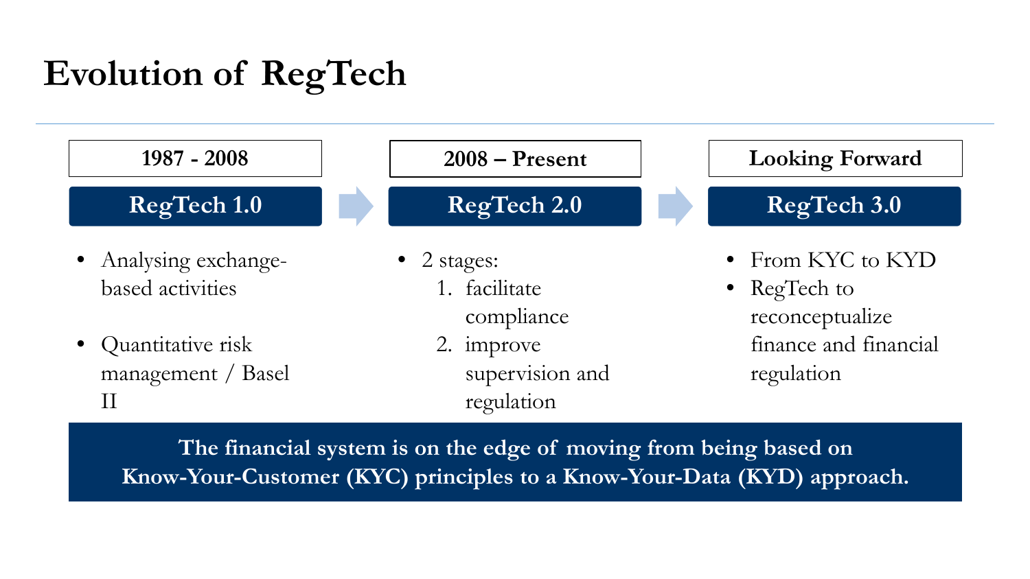# Evolution of RegTech

## 1987 - 2008

### RegTech 1.0

- Analysing exchange-based activities
- Quantitative risk management / Basel II

## 2008 – Present

### RegTech 2.0

- 2 stages:
  1. facilitate compliance
  2. improve supervision and regulation

## Looking Forward

### RegTech 3.0

- From KYC to KYD
- RegTech to reconceptualize finance and financial regulation

**The financial system is on the edge of moving from being based on Know-Your-Customer (KYC) principles to a Know-Your-Data (KYD) approach.**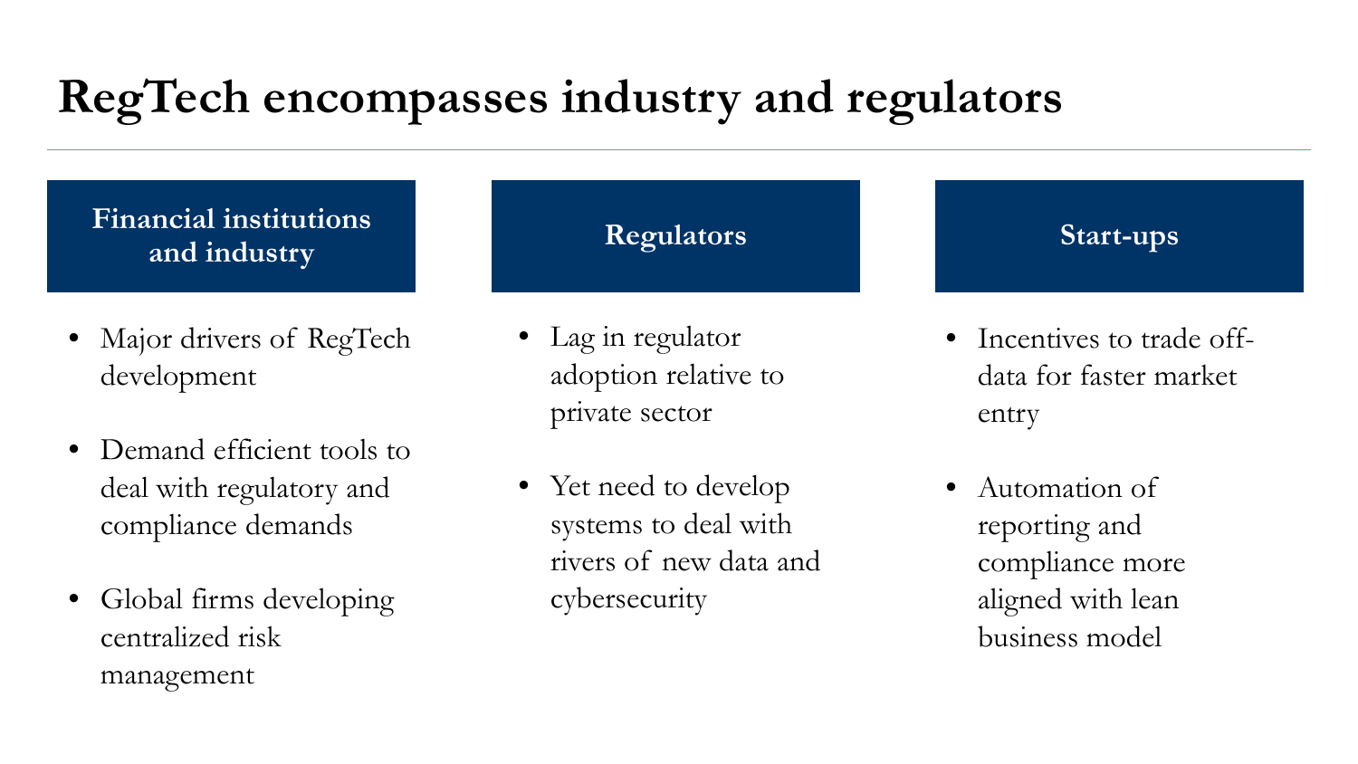# RegTech encompasses industry and regulators

## Financial institutions and industry

- Major drivers of RegTech development
- Demand efficient tools to deal with regulatory and compliance demands
- Global firms developing centralized risk management

## Regulators

- Lag in regulator adoption relative to private sector
- Yet need to develop systems to deal with rivers of new data and cybersecurity

## Start-ups

- Incentives to trade off-data for faster market entry
- Automation of reporting and compliance more aligned with lean business model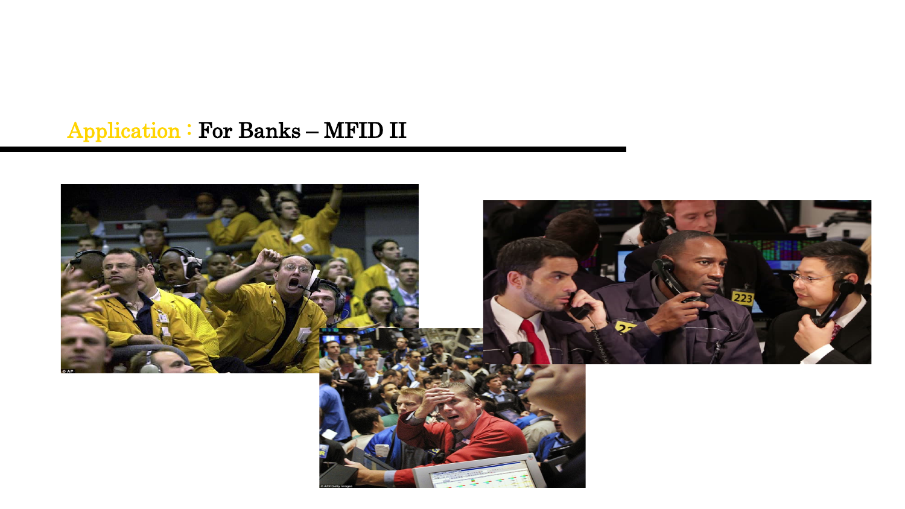## Application：For Banks – MFID II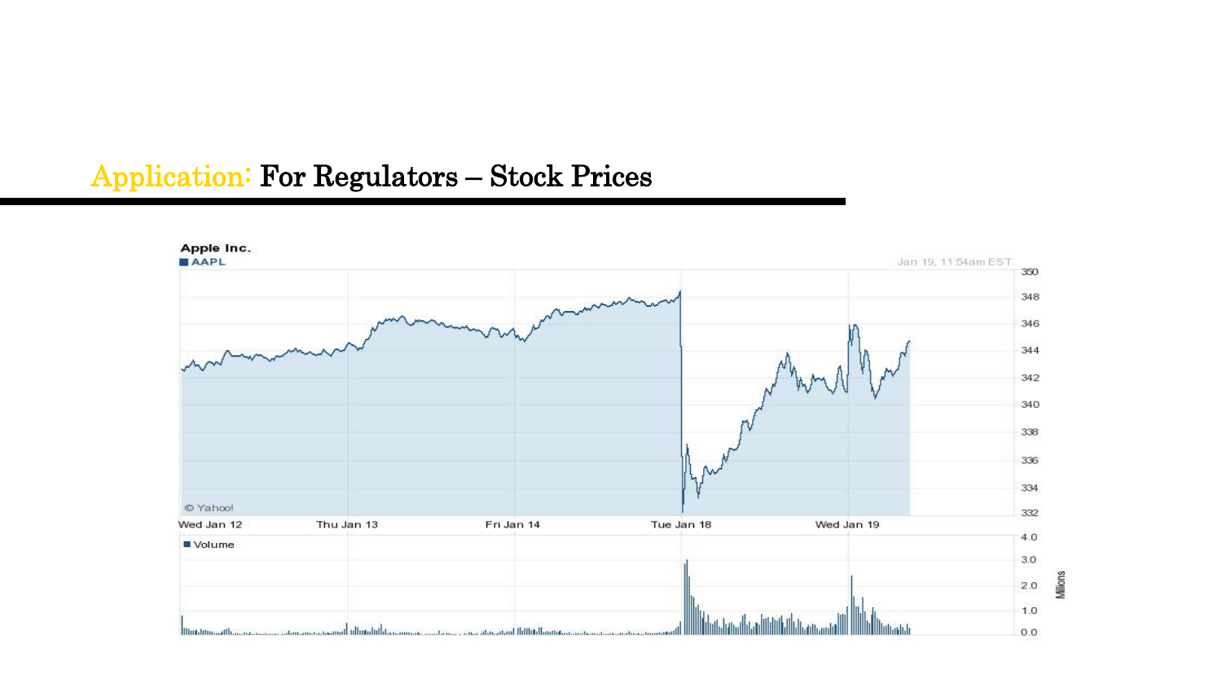## Application: For Regulators – Stock Prices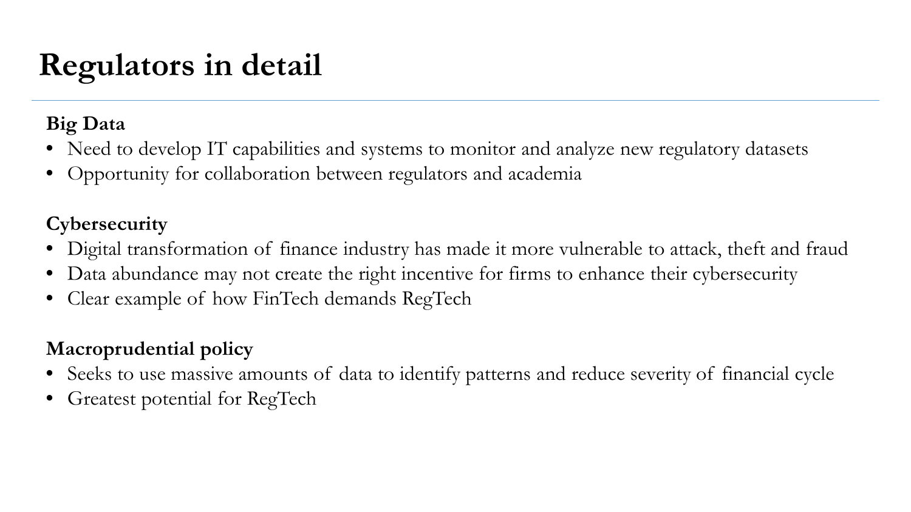# Regulators in detail

**Big Data**

- Need to develop IT capabilities and systems to monitor and analyze new regulatory datasets
- Opportunity for collaboration between regulators and academia

**Cybersecurity**

- Digital transformation of finance industry has made it more vulnerable to attack, theft and fraud
- Data abundance may not create the right incentive for firms to enhance their cybersecurity
- Clear example of how FinTech demands RegTech

**Macroprudential policy**

- Seeks to use massive amounts of data to identify patterns and reduce severity of financial cycle
- Greatest potential for RegTech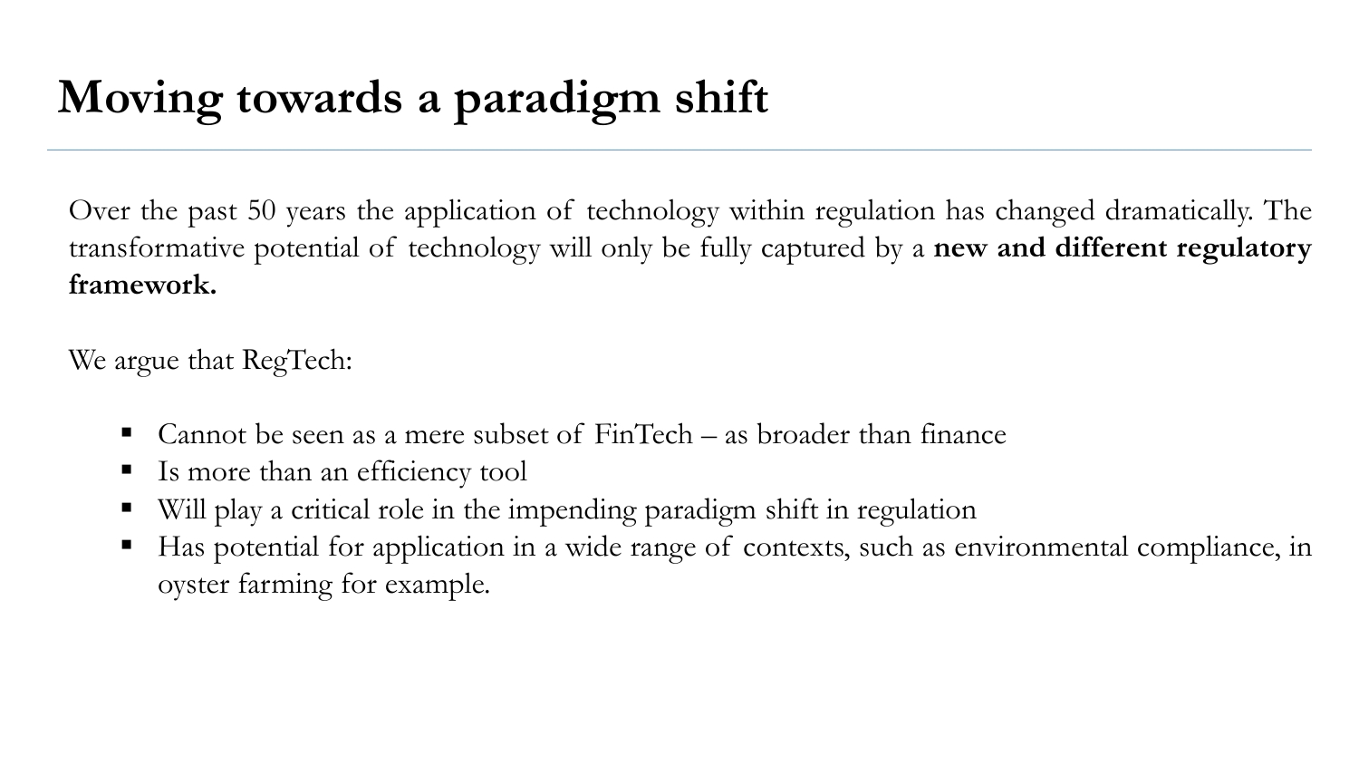# Moving towards a paradigm shift

Over the past 50 years the application of technology within regulation has changed dramatically. The transformative potential of technology will only be fully captured by a **new and different regulatory framework.**

We argue that RegTech:

- Cannot be seen as a mere subset of FinTech – as broader than finance
- Is more than an efficiency tool
- Will play a critical role in the impending paradigm shift in regulation
- Has potential for application in a wide range of contexts, such as environmental compliance, in oyster farming for example.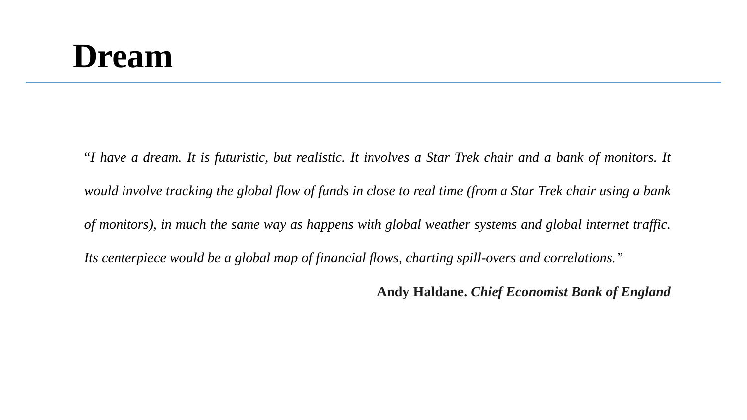# Dream

*"I have a dream. It is futuristic, but realistic. It involves a Star Trek chair and a bank of monitors. It would involve tracking the global flow of funds in close to real time (from a Star Trek chair using a bank of monitors), in much the same way as happens with global weather systems and global internet traffic. Its centerpiece would be a global map of financial flows, charting spill-overs and correlations."*

**Andy Haldane.** ***Chief Economist Bank of England***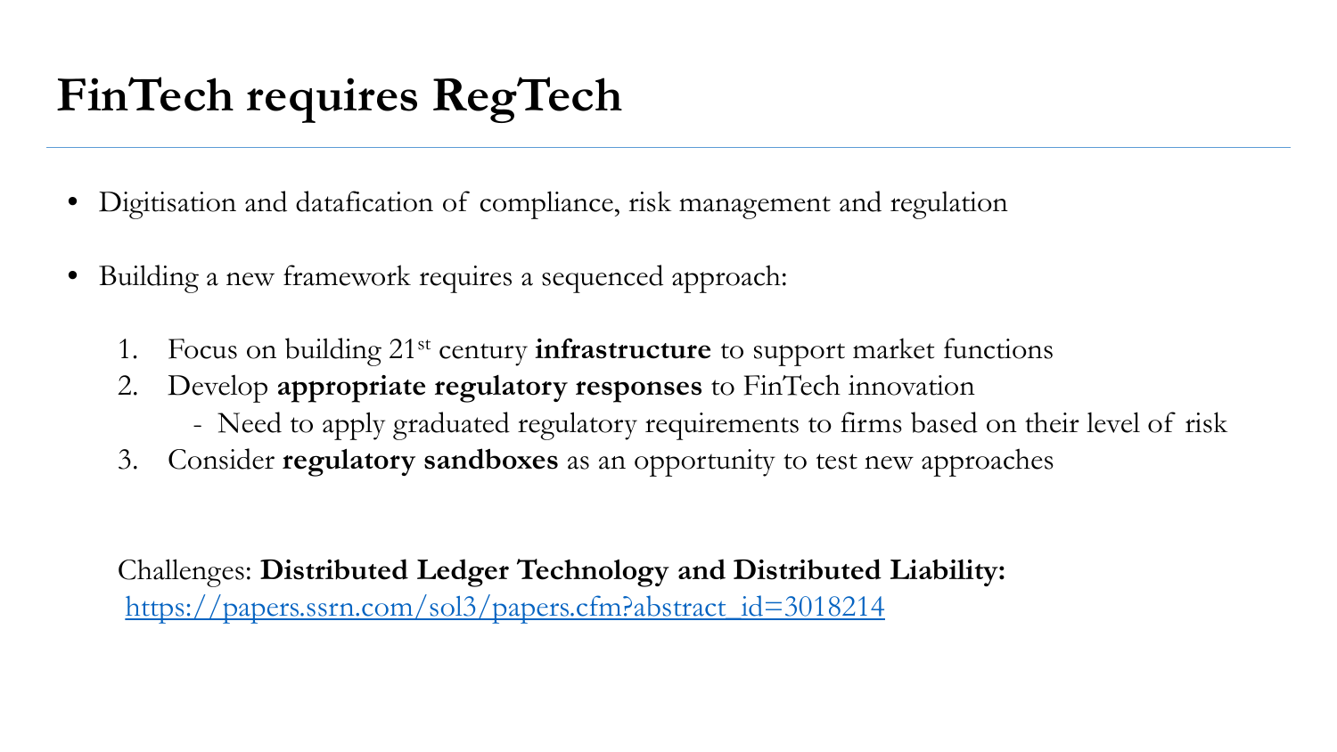# FinTech requires RegTech

- Digitisation and datafication of compliance, risk management and regulation

- Building a new framework requires a sequenced approach:

  1. Focus on building 21st century **infrastructure** to support market functions
  2. Develop **appropriate regulatory responses** to FinTech innovation
     - Need to apply graduated regulatory requirements to firms based on their level of risk
  3. Consider **regulatory sandboxes** as an opportunity to test new approaches

Challenges: **Distributed Ledger Technology and Distributed Liability:**
https://papers.ssrn.com/sol3/papers.cfm?abstract_id=3018214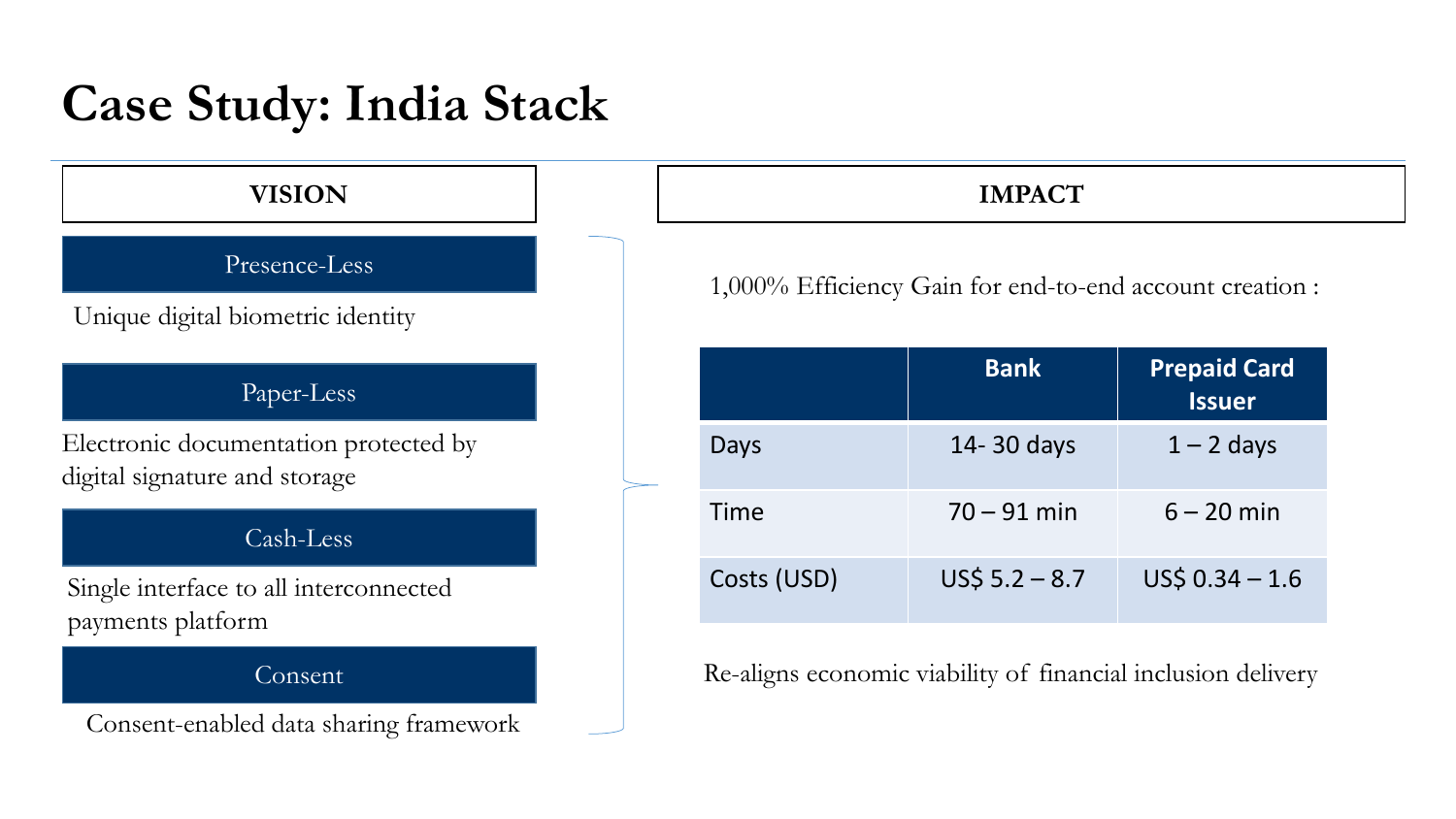# Case Study: India Stack

## VISION

**Presence-Less**

Unique digital biometric identity

**Paper-Less**

Electronic documentation protected by digital signature and storage

**Cash-Less**

Single interface to all interconnected payments platform

**Consent**

Consent-enabled data sharing framework

## IMPACT

1,000% Efficiency Gain for end-to-end account creation :

| | Bank | Prepaid Card Issuer |
|---|---|---|
| Days | 14- 30 days | 1 – 2 days |
| Time | 70 – 91 min | 6 – 20 min |
| Costs (USD) | US$ 5.2 – 8.7 | US$ 0.34 – 1.6 |

Re-aligns economic viability of financial inclusion delivery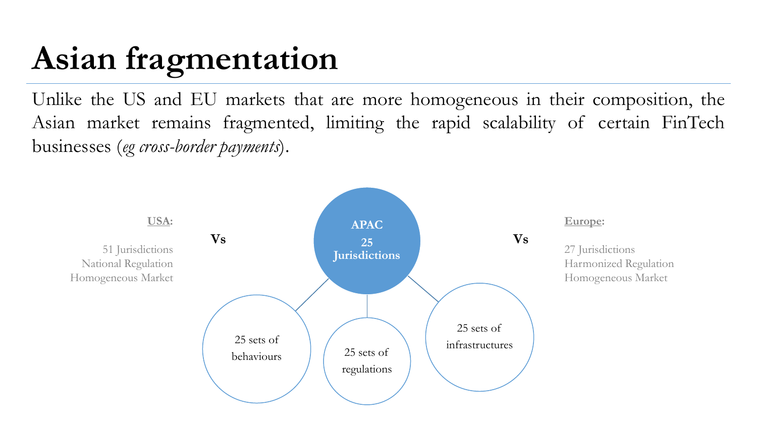# Asian fragmentation

Unlike the US and EU markets that are more homogeneous in their composition, the Asian market remains fragmented, limiting the rapid scalability of certain FinTech businesses (*eg cross-border payments*).

**USA:**

51 Jurisdictions
National Regulation
Homogeneous Market

**Vs**

**APAC**
**25 Jurisdictions**

- 25 sets of behaviours
- 25 sets of regulations
- 25 sets of infrastructures

**Vs**

**Europe:**

27 Jurisdictions
Harmonized Regulation
Homogeneous Market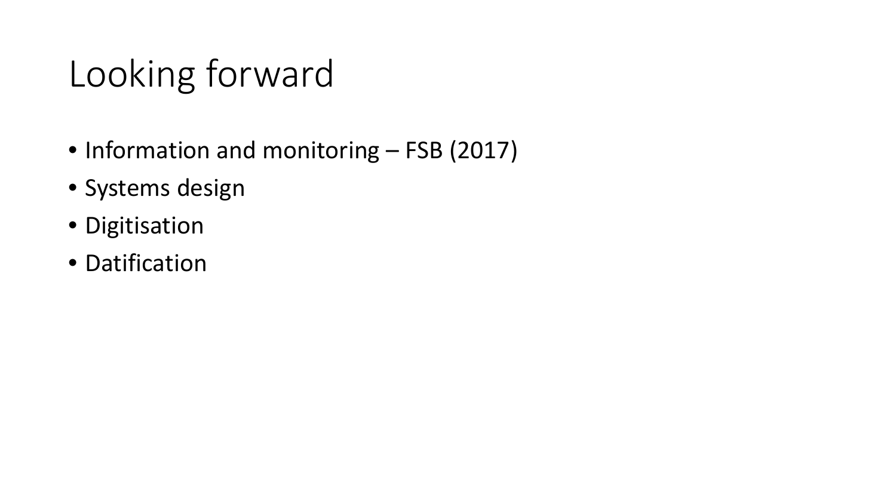# Looking forward

- Information and monitoring – FSB (2017)
- Systems design
- Digitisation
- Datification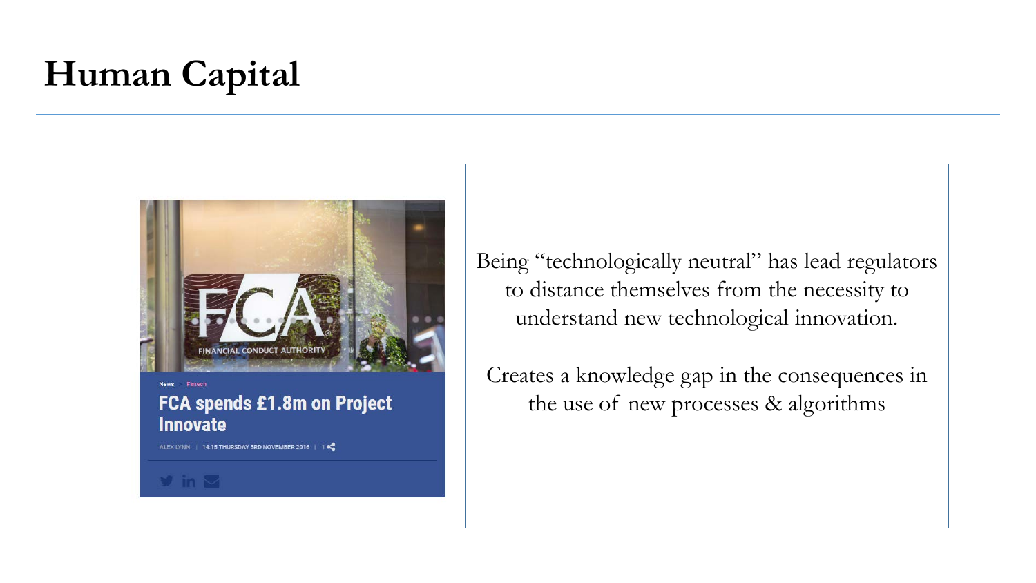# Human Capital

News > Fintech

**FCA spends £1.8m on Project Innovate**

ALEX LYNN | 14:15 THURSDAY 3RD NOVEMBER 2016 | 1

Being "technologically neutral" has lead regulators to distance themselves from the necessity to understand new technological innovation.

Creates a knowledge gap in the consequences in the use of new processes & algorithms